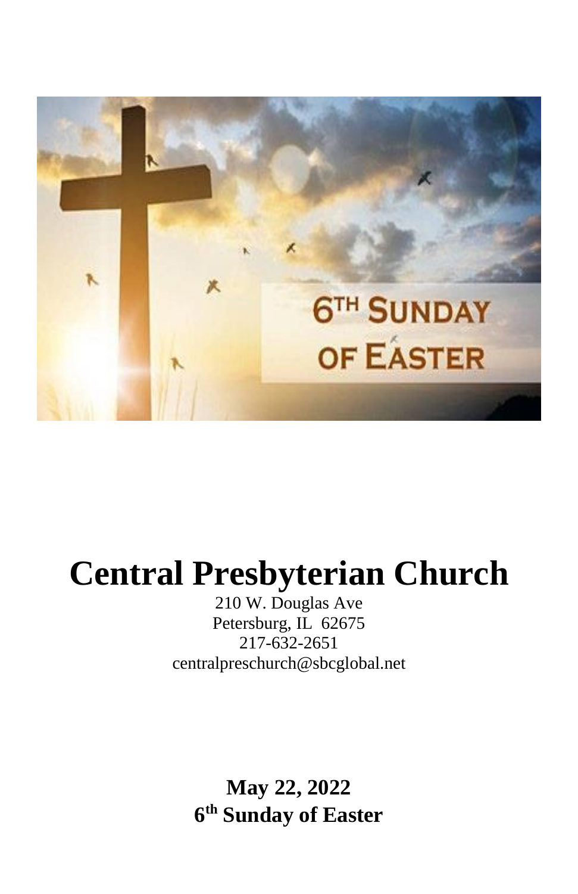# Central Presbyterian Church

210 W. Douglas Ave
Petersburg, IL 62675
217-632-2651
centralpreschurch@sbcglobal.net

**May 22, 2022**
**6th Sunday of Easter**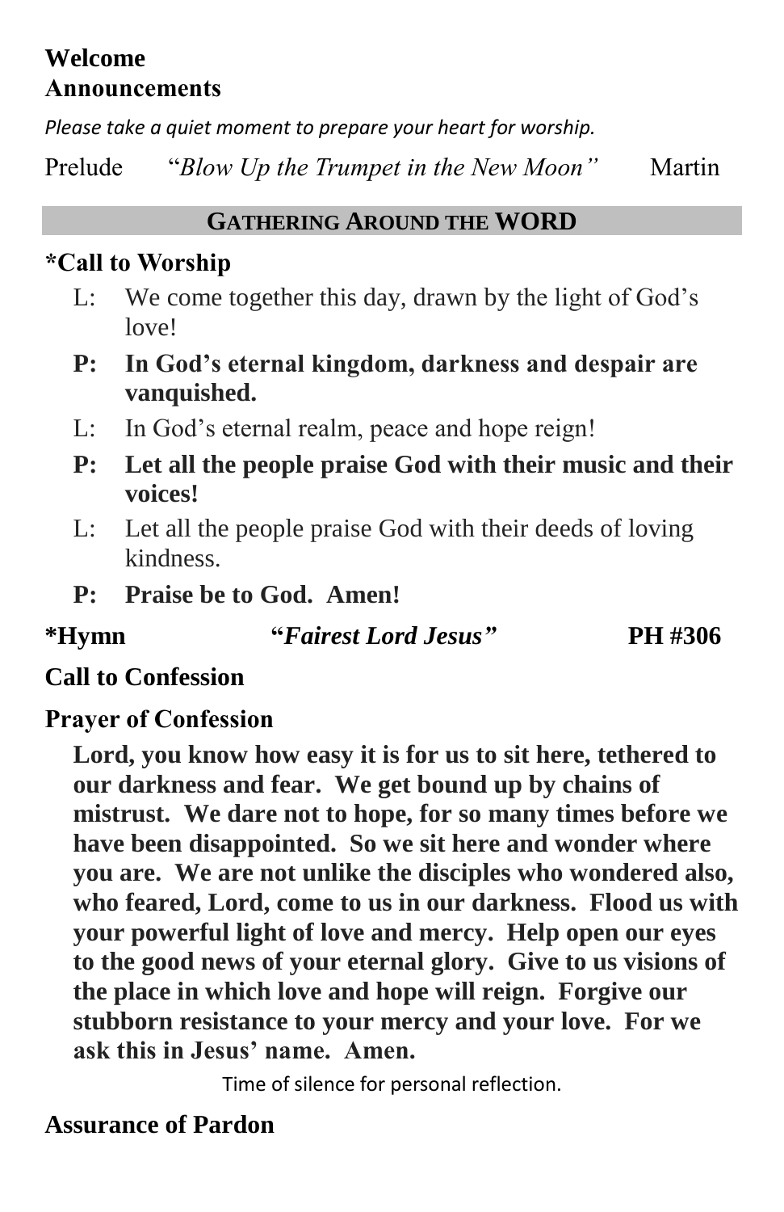**Welcome**
**Announcements**

*Please take a quiet moment to prepare your heart for worship.*

Prelude "*Blow Up the Trumpet in the New Moon*" Martin

## GATHERING AROUND THE WORD

**\*Call to Worship**

L: We come together this day, drawn by the light of God's love!

**P: In God's eternal kingdom, darkness and despair are vanquished.**

L: In God's eternal realm, peace and hope reign!

**P: Let all the people praise God with their music and their voices!**

L: Let all the people praise God with their deeds of loving kindness.

**P: Praise be to God. Amen!**

**\*Hymn "*Fairest Lord Jesus*" PH #306**

**Call to Confession**

**Prayer of Confession**

**Lord, you know how easy it is for us to sit here, tethered to our darkness and fear. We get bound up by chains of mistrust. We dare not to hope, for so many times before we have been disappointed. So we sit here and wonder where you are. We are not unlike the disciples who wondered also, who feared, Lord, come to us in our darkness. Flood us with your powerful light of love and mercy. Help open our eyes to the good news of your eternal glory. Give to us visions of the place in which love and hope will reign. Forgive our stubborn resistance to your mercy and your love. For we ask this in Jesus' name. Amen.**

Time of silence for personal reflection.

**Assurance of Pardon**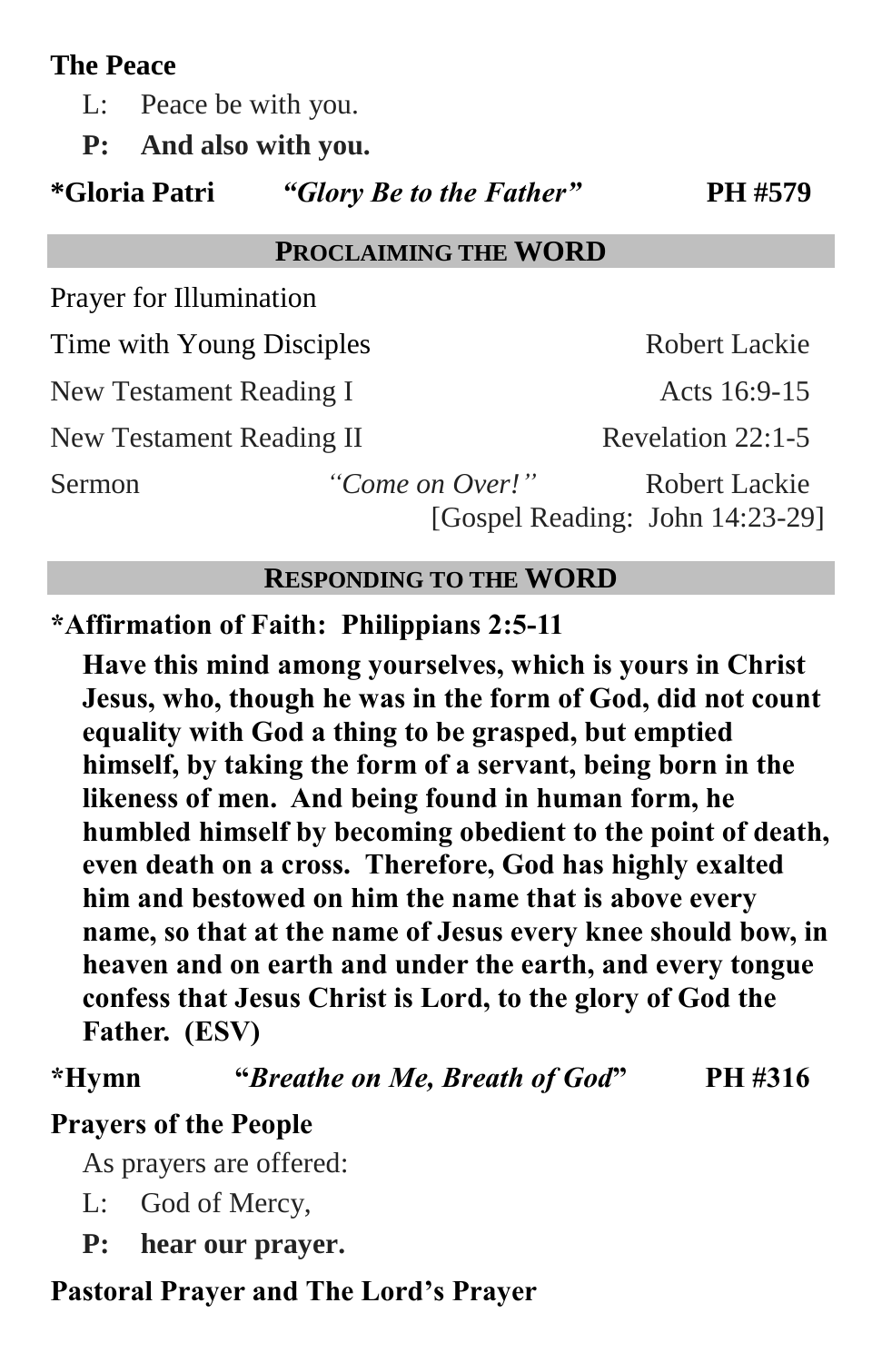**The Peace**

L: Peace be with you.

**P: And also with you.**

**\*Gloria Patri** ***"Glory Be to the Father"*** **PH #579**

## PROCLAIMING THE WORD

Prayer for Illumination

Time with Young Disciples Robert Lackie

New Testament Reading I Acts 16:9-15

New Testament Reading II Revelation 22:1-5

Sermon *"Come on Over!"* Robert Lackie
[Gospel Reading: John 14:23-29]

## RESPONDING TO THE WORD

**\*Affirmation of Faith: Philippians 2:5-11**

**Have this mind among yourselves, which is yours in Christ Jesus, who, though he was in the form of God, did not count equality with God a thing to be grasped, but emptied himself, by taking the form of a servant, being born in the likeness of men. And being found in human form, he humbled himself by becoming obedient to the point of death, even death on a cross. Therefore, God has highly exalted him and bestowed on him the name that is above every name, so that at the name of Jesus every knee should bow, in heaven and on earth and under the earth, and every tongue confess that Jesus Christ is Lord, to the glory of God the Father. (ESV)**

**\*Hymn "*Breathe on Me, Breath of God*" PH #316**

**Prayers of the People**

As prayers are offered:

L: God of Mercy,

**P: hear our prayer.**

**Pastoral Prayer and The Lord's Prayer**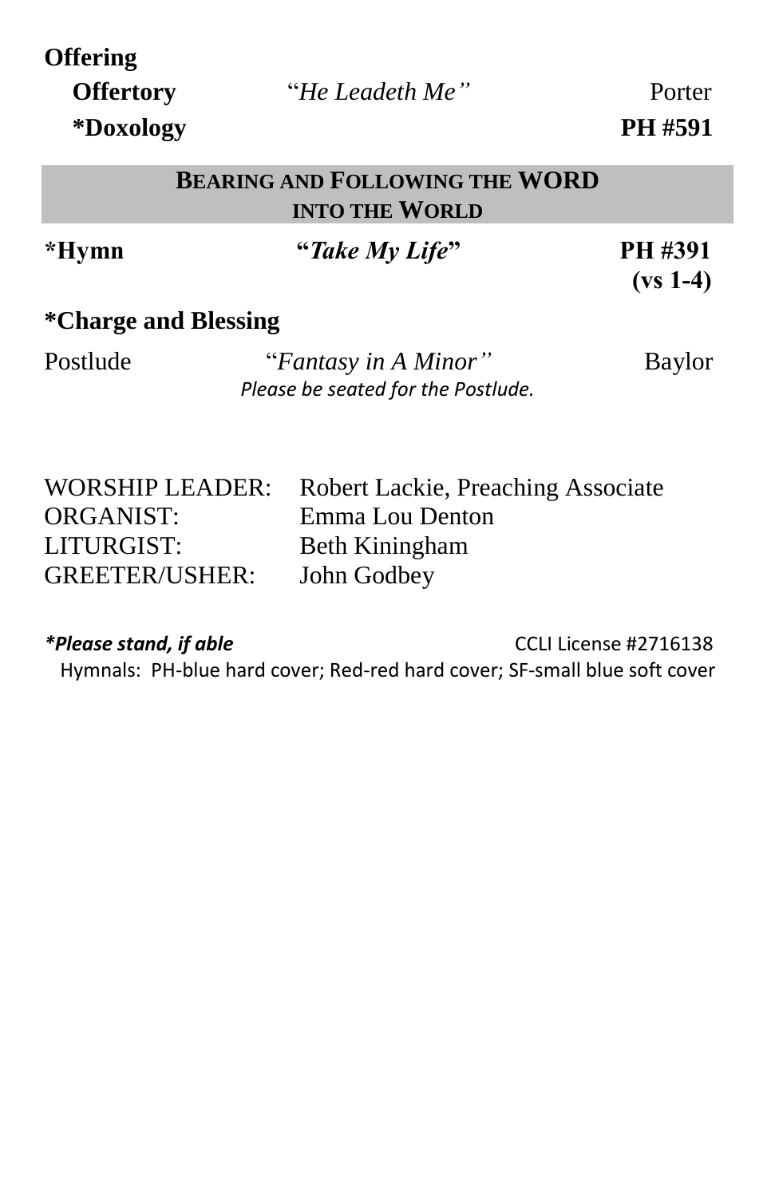**Offering**

**Offertory** "*He Leadeth Me"* Porter

**\*Doxology** **PH #591**

## BEARING AND FOLLOWING THE WORD INTO THE WORLD

**\*Hymn** **"*Take My Life*"** **PH #391 (vs 1-4)**

**\*Charge and Blessing**

Postlude "*Fantasy in A Minor"* Baylor

*Please be seated for the Postlude.*

| | |
|---|---|
| WORSHIP LEADER: | Robert Lackie, Preaching Associate |
| ORGANIST: | Emma Lou Denton |
| LITURGIST: | Beth Kiningham |
| GREETER/USHER: | John Godbey |

***\*Please stand, if able*** CCLI License #2716138

Hymnals: PH-blue hard cover; Red-red hard cover; SF-small blue soft cover